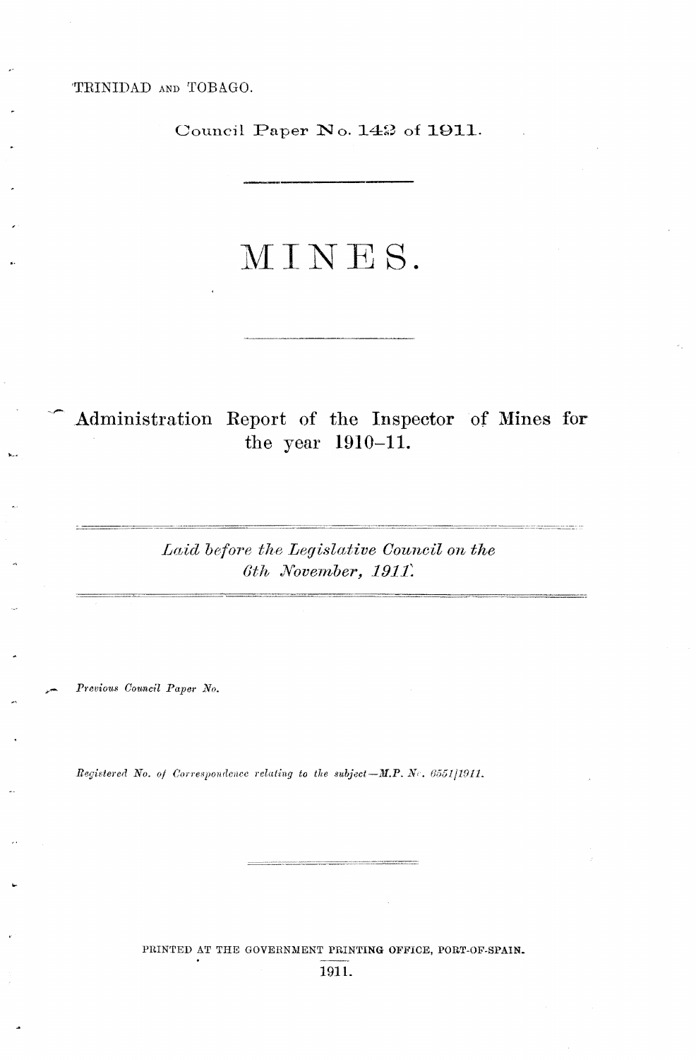TRINIDAD AND TOBAGO.

Council Paper No. 142 of 1911.

# MINES.

## Administration Report of the Inspector of Mines for the year 1910–11.

*Laid before the Legislative Council on the 6th November, 1911.*

*Previous Council Paper No.*

*Registered No. of Correspondence relating to the subject—M.P. No. 6551/1911.*

PRINTED AT THE GOVERNMENT PRINTING OFFICE, PORT-OF-SPAIN.
1911.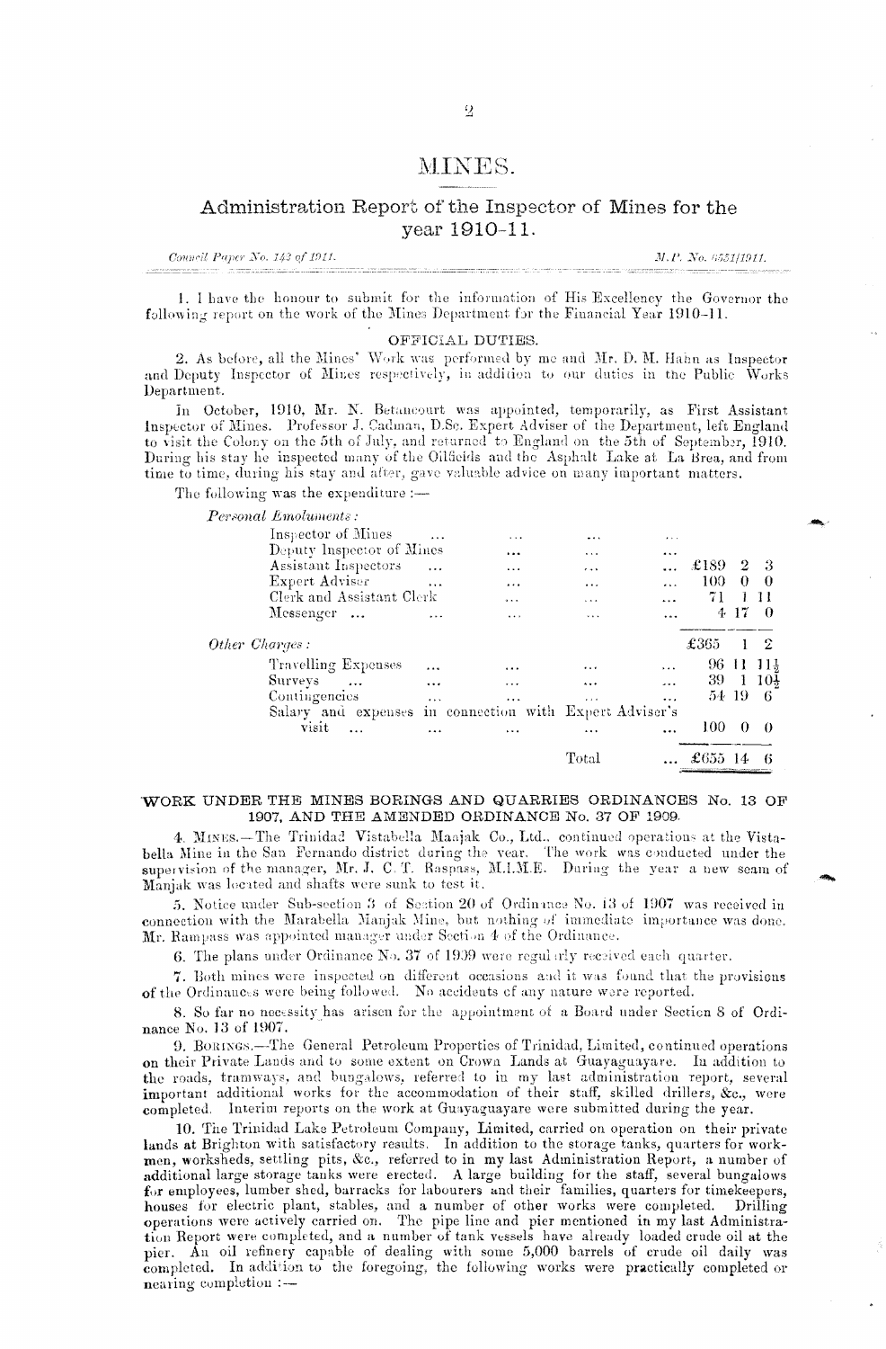# MINES.

## Administration Report of the Inspector of Mines for the year 1910-11.

*Council Paper No. 143 of 1911.* *M.P. No. 6551/1911.*

1. I have the honour to submit for the information of His Excellency the Governor the following report on the work of the Mines Department for the Financial Year 1910-11.

### OFFICIAL DUTIES.

2. As before, all the Mines' Work was performed by me and Mr. D. M. Hahn as Inspector and Deputy Inspector of Mines respectively, in addition to our duties in the Public Works Department.

In October, 1910, Mr. N. Betancourt was appointed, temporarily, as First Assistant Inspector of Mines. Professor J. Cadman, D.Sc. Expert Adviser of the Department, left England to visit the Colony on the 5th of July, and returned to England on the 5th of September, 1910. During his stay he inspected many of the Oilfields and the Asphalt Lake at La Brea, and from time to time, during his stay and after, gave valuable advice on many important matters.

The following was the expenditure :—

| | |
|---|---|
| *Personal Emoluments :* | |
| Inspector of Mines ... | |
| Deputy Inspector of Mines | |
| Assistant Inspectors ... | £189 2 3 |
| Expert Adviser ... | 100 0 0 |
| Clerk and Assistant Clerk | 71 1 11 |
| Messenger ... | 4 17 0 |
| | £365 1 2 |
| *Other Charges :* | |
| Travelling Expenses ... | 96 11 11½ |
| Surveys ... | 39 1 10½ |
| Contingencies ... | 54 19 6 |
| Salary and expenses in connection with Expert Adviser's visit ... | 100 0 0 |
| Total ... | £655 14 6 |

### WORK UNDER THE MINES BORINGS AND QUARRIES ORDINANCES No. 13 OF 1907, AND THE AMENDED ORDINANCE No. 37 OF 1909.

4. MINES.—The Trinidad Vistabella Manjak Co., Ltd., continued operations at the Vistabella Mine in the San Fernando district during the year. The work was conducted under the supervision of the manager, Mr. J. C. T. Raspass, M.I.M.E. During the year a new seam of Manjak was located and shafts were sunk to test it.

5. Notice under Sub-section 3 of Section 20 of Ordinance No. 13 of 1907 was received in connection with the Marabella Manjak Mine, but nothing of immediate importance was done. Mr. Rampass was appointed manager under Section 4 of the Ordinance.

6. The plans under Ordinance No. 37 of 1909 were regularly received each quarter.

7. Both mines were inspected on different occasions and it was found that the provisions of the Ordinances were being followed. No accidents of any nature were reported.

8. So far no necessity has arisen for the appointment of a Board under Section 8 of Ordinance No. 13 of 1907.

9. BORINGS.—The General Petroleum Properties of Trinidad, Limited, continued operations on their Private Lands and to some extent on Crown Lands at Guayaguayare. In addition to the roads, tramways, and bungalows, referred to in my last administration report, several important additional works for the accommodation of their staff, skilled drillers, &c., were completed. Interim reports on the work at Guayaguayare were submitted during the year.

10. The Trinidad Lake Petroleum Company, Limited, carried on operation on their private lands at Brighton with satisfactory results. In addition to the storage tanks, quarters for workmen, worksheds, settling pits, &c., referred to in my last Administration Report, a number of additional large storage tanks were erected. A large building for the staff, several bungalows for employees, lumber shed, barracks for labourers and their families, quarters for timekeepers, houses for electric plant, stables, and a number of other works were completed. Drilling operations were actively carried on. The pipe line and pier mentioned in my last Administration Report were completed, and a number of tank vessels have already loaded crude oil at the pier. An oil refinery capable of dealing with some 5,000 barrels of crude oil daily was completed. In addition to the foregoing, the following works were practically completed or nearing completion :—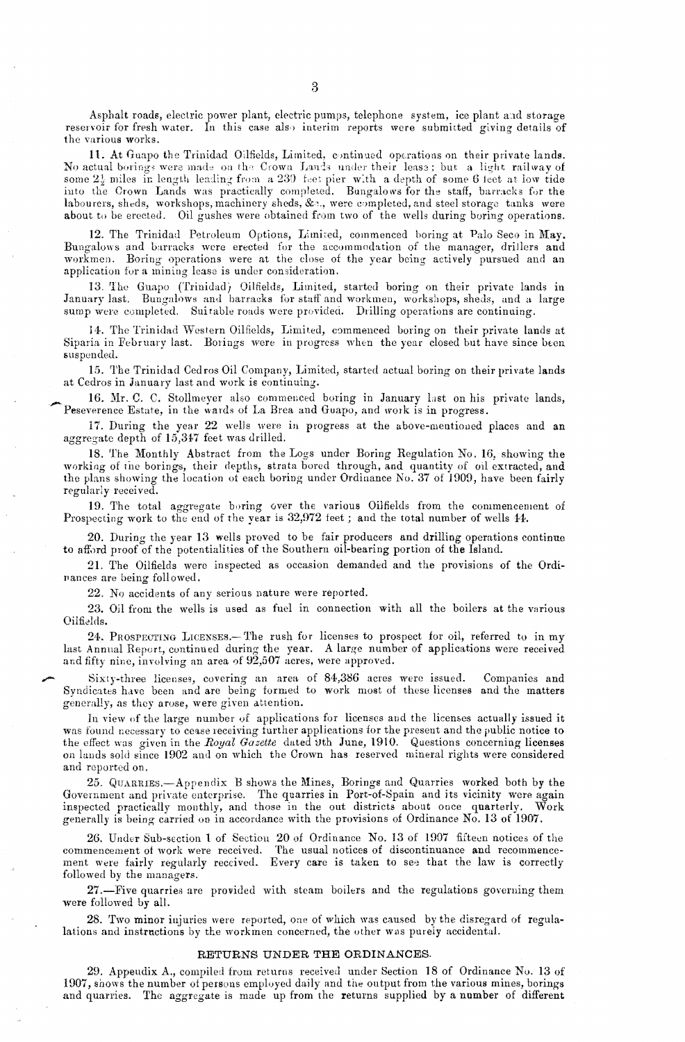Asphalt roads, electric power plant, electric pumps, telephone system, ice plant and storage reservoir for fresh water. In this case also interim reports were submitted giving details of the various works.

11. At Guapo the Trinidad Oilfields, Limited, continued operations on their private lands. No actual borings were made on the Crown Lands under their lease; but a light railway of some $2\frac{1}{2}$ miles in length leading from a 230 feet pier with a depth of some 6 feet at low tide into the Crown Lands was practically completed. Bungalows for the staff, barracks for the labourers, sheds, workshops, machinery sheds, &c., were completed, and steel storage tanks were about to be erected. Oil gushes were obtained from two of the wells during boring operations.

12. The Trinidad Petroleum Options, Limited, commenced boring at Palo Seco in May. Bungalows and barracks were erected for the accommodation of the manager, drillers and workmen. Boring operations were at the close of the year being actively pursued and an application for a mining lease is under consideration.

13. The Guapo (Trinidad) Oilfields, Limited, started boring on their private lands in January last. Bungalows and barracks for staff and workmen, workshops, sheds, and a large sump were completed. Suitable roads were provided. Drilling operations are continuing.

14. The Trinidad Western Oilfields, Limited, commenced boring on their private lands at Siparia in February last. Borings were in progress when the year closed but have since been suspended.

15. The Trinidad Cedros Oil Company, Limited, started actual boring on their private lands at Cedros in January last and work is continuing.

16. Mr. C. C. Stollmeyer also commenced boring in January last on his private lands, Peseverence Estate, in the wards of La Brea and Guapo, and work is in progress.

17. During the year 22 wells were in progress at the above-mentioned places and an aggregate depth of 15,347 feet was drilled.

18. The Monthly Abstract from the Logs under Boring Regulation No. 16, showing the working of the borings, their depths, strata bored through, and quantity of oil extracted, and the plans showing the location of each boring under Ordinance No. 37 of 1909, have been fairly regularly received.

19. The total aggregate boring over the various Oilfields from the commencement of Prospecting work to the end of the year is 32,972 feet; and the total number of wells 44.

20. During the year 13 wells proved to be fair producers and drilling operations continue to afford proof of the potentialities of the Southern oil-bearing portion of the Island.

21. The Oilfields were inspected as occasion demanded and the provisions of the Ordinances are being followed.

22. No accidents of any serious nature were reported.

23. Oil from the wells is used as fuel in connection with all the boilers at the various Oilfields.

24. Prospecting Licenses.—The rush for licenses to prospect for oil, referred to in my last Annual Report, continued during the year. A large number of applications were received and fifty nine, involving an area of 92,507 acres, were approved.

Sixty-three licenses, covering an area of 84,386 acres were issued. Companies and Syndicates have been and are being formed to work most of these licenses and the matters generally, as they arose, were given attention.

In view of the large number of applications for licenses and the licenses actually issued it was found necessary to cease receiving further applications for the present and the public notice to the effect was given in the *Royal Gazette* dated 9th June, 1910. Questions concerning licenses on lands sold since 1902 and on which the Crown has reserved mineral rights were considered and reported on.

25. Quarries.—Appendix B shows the Mines, Borings and Quarries worked both by the Government and private enterprise. The quarries in Port-of-Spain and its vicinity were again inspected practically monthly, and those in the out districts about once quarterly. Work generally is being carried on in accordance with the provisions of Ordinance No. 13 of 1907.

26. Under Sub-section 1 of Section 20 of Ordinance No. 13 of 1907 fifteen notices of the commencement of work were received. The usual notices of discontinuance and recommencement were fairly regularly received. Every care is taken to see that the law is correctly followed by the managers.

27.—Five quarries are provided with steam boilers and the regulations governing them were followed by all.

28. Two minor injuries were reported, one of which was caused by the disregard of regulalations and instructions by the workmen concerned, the other was purely accidental.

## RETURNS UNDER THE ORDINANCES.

29. Appendix A., compiled from returns received under Section 18 of Ordinance No. 13 of 1907, shows the number of persons employed daily and the output from the various mines, borings and quarries. The aggregate is made up from the returns supplied by a number of different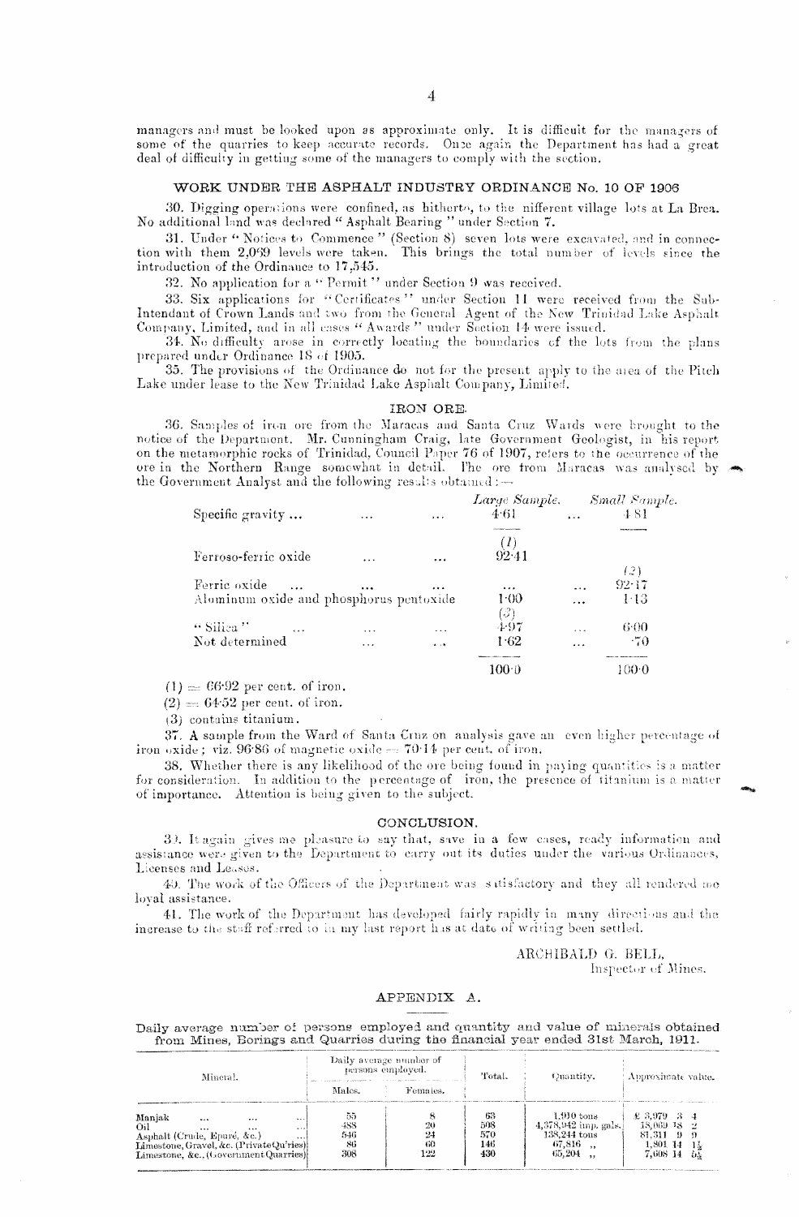managers and must be looked upon as approximate only. It is difficult for the managers of some of the quarries to keep accurate records. Once again the Department has had a great deal of difficulty in getting some of the managers to comply with the section.

## WORK UNDER THE ASPHALT INDUSTRY ORDINANCE No. 10 OF 1906

30. Digging operations were confined, as hitherto, to the nifferent village lots at La Brea. No additional land was declared "Asphalt Bearing" under Section 7.

31. Under "Notices to Commence" (Section 8) seven lots were excavated, and in connection with them 2,069 levels were taken. This brings the total number of levels since the introduction of the Ordinance to 17,545.

32. No application for a "Permit" under Section 9 was received.

33. Six applications for "Certificates" under Section 11 were received from the Sub-Intendant of Crown Lands and two from the General Agent of the New Trinidad Lake Asphalt Company, Limited, and in all cases "Awards" under Section 14 were issued.

34. No difficulty arose in correctly locating the boundaries of the lots from the plans prepared under Ordinance 18 of 1905.

35. The provisions of the Ordinance do not for the present apply to the area of the Pitch Lake under lease to the New Trinidad Lake Asphalt Company, Limited.

## IRON ORE.

36. Samples of iron ore from the Maracas and Santa Cruz Wards were brought to the notice of the Department. Mr. Cunningham Craig, late Government Geologist, in his report on the metamorphic rocks of Trinidad, Council Paper 76 of 1907, refers to the occurrence of the ore in the Northern Range somewhat in detail. The ore from Maracas was analysed by the Government Analyst and the following results obtained:—

| | *Large Sample.* | *Small Sample.* |
|---|---|---|
| Specific gravity ... | 4·61 | 4·81 |
| Ferroso-ferric oxide | (1) 92·41 | |
| Ferric oxide | ... | (2) 92·17 |
| Aluminum oxide and phosphorus pentoxide | 1·00 | 1·13 |
| "Silica" | (3) 4·97 | 6·00 |
| Not determined | 1·62 | ·70 |
| | 100·0 | 100·0 |

(1) = 66·92 per cent. of iron.

(2) = 64·52 per cent. of iron.

(3) contains titanium.

37. A sample from the Ward of Santa Cruz on analysis gave an even higher percentage of iron oxide; viz. 96·86 of magnetic oxide = 70·14 per cent. of iron.

38. Whether there is any likelihood of the ore being found in paying quantities is a matter for consideration. In addition to the percentage of iron, the presence of titanium is a matter of importance. Attention is being given to the subject.

## CONCLUSION.

39. It again gives me pleasure to say that, save in a few cases, ready information and assistance were given to the Department to carry out its duties under the various Ordinances, Licenses and Leases.

40. The work of the Officers of the Department was satisfactory and they all rendered me loyal assistance.

41. The work of the Department has developed fairly rapidly in many directions and the increase to the staff referred to in my last report has at date of writing been settled.

ARCHIBALD G. BELL,
Inspector of Mines.

## APPENDIX A.

**Daily average number of persons employed and quantity and value of minerals obtained from Mines, Borings and Quarries during the financial year ended 31st March, 1911.**

| Mineral. | Daily average number of persons employed. | | Total. | Quantity. | Approximate value. |
|---|---|---|---|---|---|
| | Males. | Females. | | | |
| Manjak ... ... ... | 55 | 8 | 63 | 1,910 tons | £ 3,979 3 4 |
| Oil ... ... ... | 488 | 20 | 508 | 4,378,942 imp. gals. | 18,069 18 2 |
| Asphalt (Crude, Epuré, &c.) ... | 546 | 24 | 570 | 138,244 tons | 81,311 9 9 |
| Limestone, Gravel, &c. (Private Qu'ries) | 86 | 60 | 146 | 67,816 ,, | 1,801 14 1½ |
| Limestone, &c., (Government Quarries) | 308 | 122 | 430 | 65,204 ,, | 7,608 14 5¾ |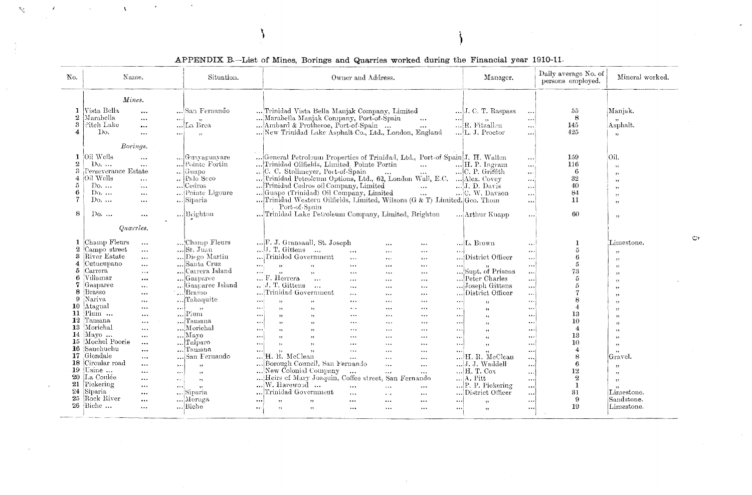APPENDIX B.—List of Mines, Borings and Quarries worked during the Financial year 1910-11.

| No. | Name. | Situation. | Owner and Address. | Manager. | Daily average No. of persons employed. | Mineral worked. |
|---|---|---|---|---|---|---|
| | *Mines.* | | | | | |
| 1 | Vista Bella ... | ... San Fernando | ... Trinidad Vista Bella Manjak Company, Limited | ... J. C. T. Raspass ... | 55 | Manjak. |
| 2 | Marabella ... | ... ,, | ... Marabella Manjak Company, Port-of-Spain ... | ... ,, ... | 8 | ,, |
| 3 | Pitch Lake ... | ... La Brea | ... Ambard & Protheroe, Port-of-Spain ... | ... R. Fitzallen ... | 145 | Asphalt. |
| 4 | Do. ... | ... ,, | ... New Trinidad Lake Asphalt Co., Ltd., London, England | ... L. J. Proctor ... | 425 | ,, |
| | *Borings.* | | | | | |
| 1 | Oil Wells ... | ... Guayaguayare | ... General Petroleum Properties of Trinidad, Ltd., Port-of-Spain | J. H. Wallen ... | 159 | Oil. |
| 2 | Do. ... ... | ... Pointe Fortin | ... Trinidad Oilfields, Limited, Pointe Fortin ... | ... H. P. Ingram ... | 116 | ,, |
| 3 | Perseverance Estate | .. Guapo | .. C. C. Stollmeyer, Port-of-Spain ... | ... C. P. Griffith ... | 6 | ,, |
| 4 | Oil Wells ... | .. Palo Seco | ... Trinidad Petroleum Options, Ltd., 62, London Wall, E.C. | ... Alex. Covey ... | 32 | ,, |
| 5 | Do. ... ... | ... Cedros | ... Trinidad Cedros oil Company, Limited ... | ... J. D. Davis ... | 40 | ,, |
| 6 | Do. ... ... | ... Pointe Ligoure | ... Guapo (Trinidad) Oil Company, Limited ... | ... C. W. Dawson ... | 84 | ,, |
| 7 | Do. ... ... | ... Siparia | ... Trinidad Western Oilfields, Limited, Wilsons (G & T) Limited, Port-of-Spain | Geo. Thom ... | 11 | ,, |
| 8 | Do. ... ... | ... Brighton | ... Trinidad Lake Petroleum Company, Limited, Brighton | ... Arthur Knapp ... | 60 | ,, |
| | *Quarries.* | | | | | |
| 1 | Champ Fleurs ... | ... Champ Fleurs | ... F. J. Gransaull, St. Joseph ... | ... L. Brown ... | 1 | Limestone. |
| 2 | Campo street ... | ... St. Juan | ... J. T. Gittens ... ... | ... ... | 5 | ,, |
| 3 | River Estate ... | ... Diego Martin | ... Trinidad Government ... | ... District Officer ... | 6 | ,, |
| 4 | Cutucupano ... | ... Santa Cruz | ... ,, ,, ... | ... ,, ... | 5 | ,, |
| 5 | Carrera ... | ... Carrera Island | ... ,, ,, ... | ... Supt. of Prisons ... | 73 | ,, |
| 6 | Villamar ... | ... Gasparee | ... F. Herrera ... | ... Peter Charles ... | 5 | ,, |
| 7 | Gasparee ... | ... Gasparee Island | .. J. T. Gittens ... | ... Joseph Gittens ... | 5 | ,, |
| 8 | Brasso ... | ... Brasso | ... Trinidad Government ... | ... District Officer ... | 7 | ,, |
| 9 | Nariva ... | ... Tabaquite | ... ,, ,, ... | ... ,, ... | 8 | ,, |
| 10 | Atagual ... | ... ,, | ... ,, ,, ... | ... ,, ... | 4 | ,, |
| 11 | Plum ... ... | ... Plum | ... ,, ,, ... | ... ,, ... | 13 | ,, |
| 12 | Tamana ... | ... Tamana | ... ,, ,, ... | ... ,, ... | 10 | ,, |
| 13 | Morichal ... | ... Morichal | ... ,, ,, ... | ... ,, ... | 4 | ,, |
| 14 | Mayo ... ... | ... Mayo | ... ,, ,, ... | ... ,, ... | 13 | ,, |
| 15 | Mochel Poorie ... | ... Talparo | ... ,, ,, ... | ... ,, ... | 10 | ,, |
| 16 | Sanchuchu ... | ... Tamana | ... ,, ,, ... | ... ,, ... | 4 | ,, |
| 17 | Glendale ... | ... San Fernando | ... H. R. McClean ... | ... H. R. McClean ... | 8 | Gravel. |
| 18 | Circular road ... | ... ,, | ... Borough Council, San Fernando ... | ... J. J. Waddell ... | 6 | ,, |
| 19 | Usine ... ... | ... ,, | ... New Colonial Company ... | ... H. T. Cox ... | 12 | ,, |
| 20 | La Coulée ... | ... ,, | ... Heirs of Mary Joaquin, Coffee street, San Fernando | ... A. Pitt ... | 2 | ,, |
| 21 | Pickering ... | ... ,, | ... W. Harewood ... ... | ... P. P. Pickering ... | 1 | ,, |
| 24 | Siparia ... | ... Siparia | ... Trinidad Government ... | ... District Officer ... | 31 | Limestone. |
| 25 | Rock River ... | ... Moruga | ... ,, ,, ... | ... ,, ... | 9 | Sandstone. |
| 26 | Biche ... ... | ... Biche | .. ,, ,, ... | ... ,, ... | 19 | Limestone. |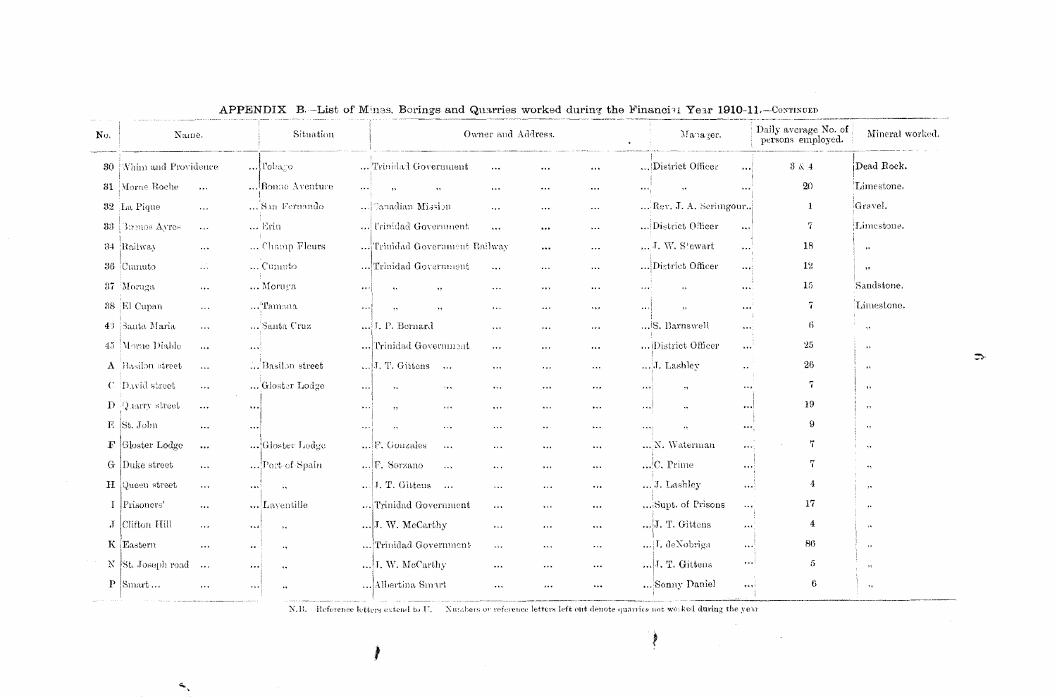## APPENDIX B.—List of Mines, Borings and Quarries worked during the Financial Year 1910-11.—Continued

| No. | Name. | Situation | Owner and Address. | Manager. | Daily average No. of persons employed. | Mineral worked. |
|---|---|---|---|---|---|---|
| 30 | Whim and Providence | ... Tobago | ... Trinidad Government ... ... ... | ... District Officer ... | 3 & 4 | Dead Rock. |
| 31 | Morne Roche ... | ... Bonne Aventure | ... " " ... ... ... | ... " ... | 20 | Limestone. |
| 32 | La Pique ... | ... San Fernando | ... Canadian Mission ... ... ... | ... Rev. J. A. Scrimgour.. | 1 | Gravel. |
| 33 | Buenos Ayres ... | ... Erin | ... Trinidad Government ... ... ... | ... District Officer ... | 7 | Limestone. |
| 34 | Railway ... | ... Champ Fleurs | ... Trinidad Government Railway ... ... | ... J. W. Stewart ... | 18 | " |
| 36 | Cumuto ... | ... Cumuto | ... Trinidad Government ... ... ... | ... District Officer ... | 12 | " |
| 37 | Moruga ... | ... Moruga | ... " " ... ... ... | ... " ... | 15 | Sandstone. |
| 38 | El Cupan ... | ... Tamana | ... " " ... ... ... | ... " ... | 7 | Limestone. |
| 43 | Santa Maria ... | ... Santa Cruz | ... J. P. Bernard ... ... ... | ... S. Barnswell ... | 6 | " |
| 45 | Morne Diable ... | ... | ... Trinidad Government ... ... ... | ... District Officer ... | 25 | " |
| A | Basilon street ... | ... Basilon street | ... J. T. Gittens ... ... ... ... | ... J. Lashley .. | 26 | " |
| C | David street ... | ... Gloster Lodge | ... " ... ... ... ... | ... " ... | 7 | " |
| D | Quarry street ... | ... | ... " ... ... ... ... | ... " ... | 19 | " |
| E | St. John ... | ... | ... " ... ... ... ... | ... " ... | 9 | " |
| F | Gloster Lodge ... | ... Gloster Lodge | ... F. Gonzales ... ... ... ... | ... N. Waterman ... | 7 | " |
| G | Duke street ... | ... Port-of-Spain | ... F. Sorzano ... ... ... ... | ... C. Prime ... | 7 | " |
| H | Queen street ... | ... " | ... J. T. Gittens ... ... ... ... | ... J. Lashley ... | 4 | " |
| I | Prisoners' ... | ... Laventille | ... Trinidad Government ... ... ... | ... Supt. of Prisons ... | 17 | " |
| J | Clifton Hill ... | ... " | ... J. W. McCarthy ... ... ... | ... J. T. Gittens ... | 4 | " |
| K | Eastern ... | ... " | ... Trinidad Government ... ... ... | ... J. deNobriga ... | 86 | " |
| N | St. Joseph road ... | ... " | ... J. W. McCarthy ... ... ... | ... J. T. Gittens ... | 5 | " |
| P | Smart ... ... | ... " | ... Albertina Smart ... ... ... | ... Sonny Daniel ... | 6 | " |

N.B.—Reference letters extend to U. Numbers or reference letters left out denote quarries not worked during the year.